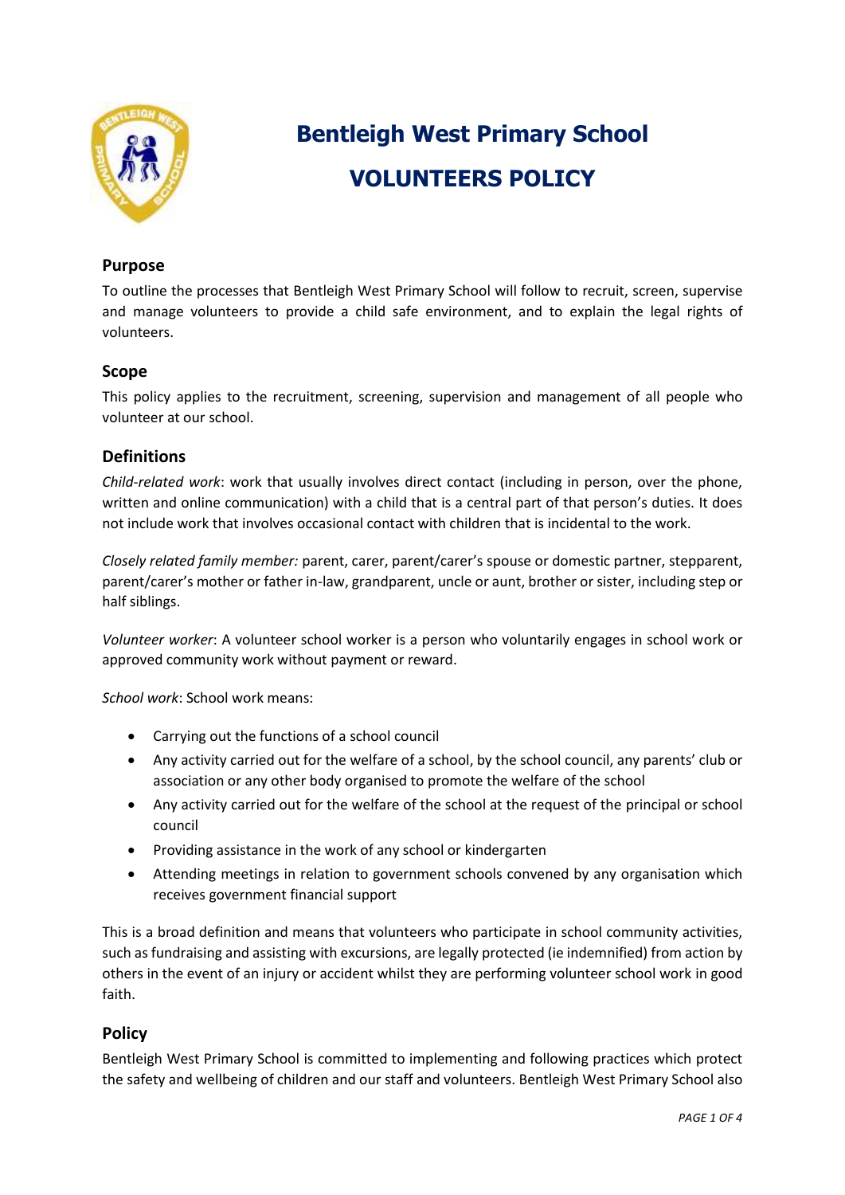# Bentleigh West Primary School

# VOLUNTEERS POLICY

## Purpose

To outline the processes that Bentleigh West Primary School will follow to recruit, screen, supervise and manage volunteers to provide a child safe environment, and to explain the legal rights of volunteers.

## Scope

This policy applies to the recruitment, screening, supervision and management of all people who volunteer at our school.

## Definitions

*Child-related work*: work that usually involves direct contact (including in person, over the phone, written and online communication) with a child that is a central part of that person's duties. It does not include work that involves occasional contact with children that is incidental to the work.

*Closely related family member:* parent, carer, parent/carer's spouse or domestic partner, stepparent, parent/carer's mother or father in-law, grandparent, uncle or aunt, brother or sister, including step or half siblings.

*Volunteer worker*: A volunteer school worker is a person who voluntarily engages in school work or approved community work without payment or reward.

*School work*: School work means:

- Carrying out the functions of a school council
- Any activity carried out for the welfare of a school, by the school council, any parents' club or association or any other body organised to promote the welfare of the school
- Any activity carried out for the welfare of the school at the request of the principal or school council
- Providing assistance in the work of any school or kindergarten
- Attending meetings in relation to government schools convened by any organisation which receives government financial support

This is a broad definition and means that volunteers who participate in school community activities, such as fundraising and assisting with excursions, are legally protected (ie indemnified) from action by others in the event of an injury or accident whilst they are performing volunteer school work in good faith.

## Policy

Bentleigh West Primary School is committed to implementing and following practices which protect the safety and wellbeing of children and our staff and volunteers. Bentleigh West Primary School also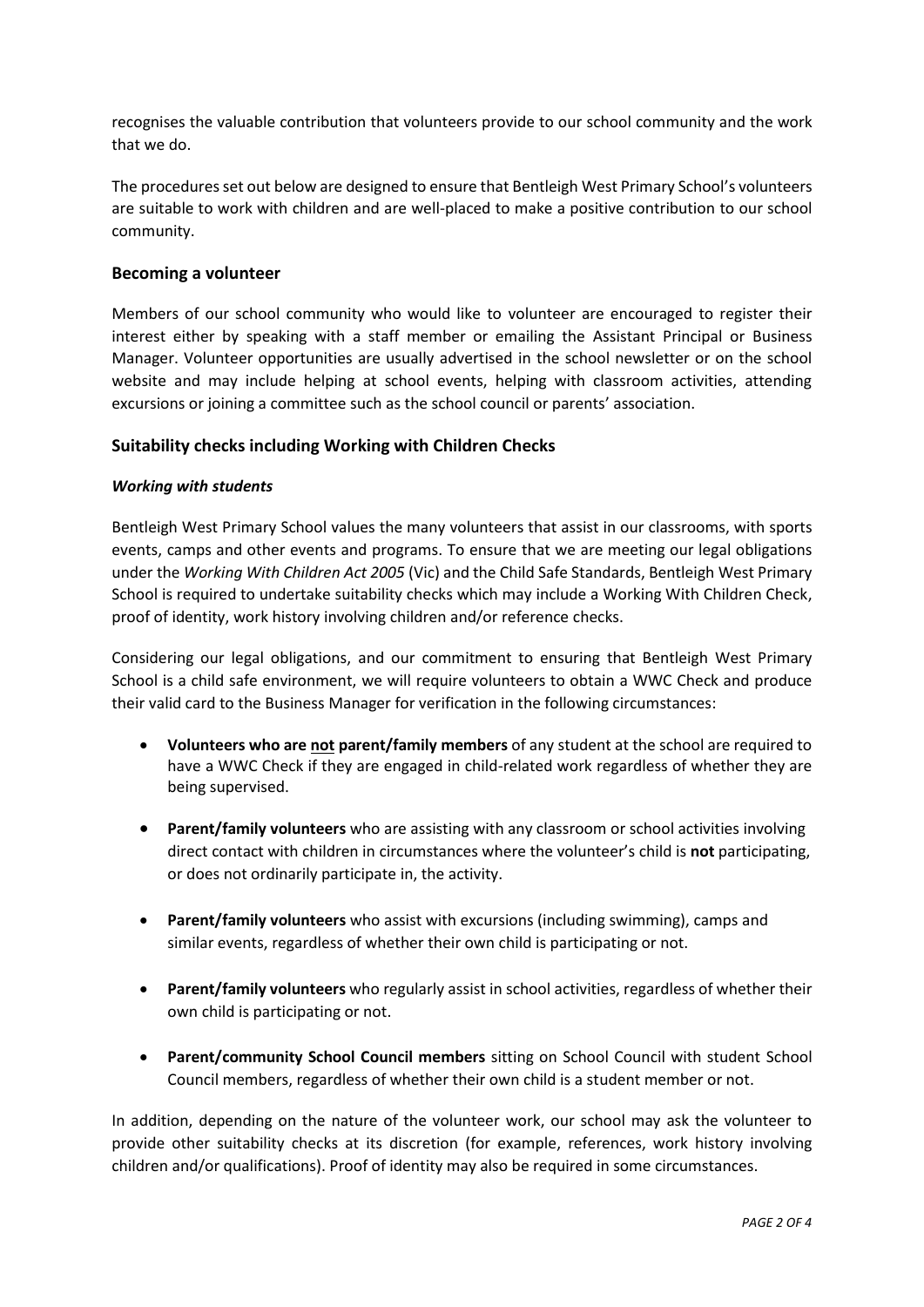recognises the valuable contribution that volunteers provide to our school community and the work that we do.

The procedures set out below are designed to ensure that Bentleigh West Primary School's volunteers are suitable to work with children and are well-placed to make a positive contribution to our school community.

## Becoming a volunteer

Members of our school community who would like to volunteer are encouraged to register their interest either by speaking with a staff member or emailing the Assistant Principal or Business Manager. Volunteer opportunities are usually advertised in the school newsletter or on the school website and may include helping at school events, helping with classroom activities, attending excursions or joining a committee such as the school council or parents' association.

## Suitability checks including Working with Children Checks

### *Working with students*

Bentleigh West Primary School values the many volunteers that assist in our classrooms, with sports events, camps and other events and programs. To ensure that we are meeting our legal obligations under the *Working With Children Act 2005* (Vic) and the Child Safe Standards, Bentleigh West Primary School is required to undertake suitability checks which may include a Working With Children Check, proof of identity, work history involving children and/or reference checks.

Considering our legal obligations, and our commitment to ensuring that Bentleigh West Primary School is a child safe environment, we will require volunteers to obtain a WWC Check and produce their valid card to the Business Manager for verification in the following circumstances:

- **Volunteers who are <u>not</u> parent/family members** of any student at the school are required to have a WWC Check if they are engaged in child-related work regardless of whether they are being supervised.
- **Parent/family volunteers** who are assisting with any classroom or school activities involving direct contact with children in circumstances where the volunteer's child is **not** participating, or does not ordinarily participate in, the activity.
- **Parent/family volunteers** who assist with excursions (including swimming), camps and similar events, regardless of whether their own child is participating or not.
- **Parent/family volunteers** who regularly assist in school activities, regardless of whether their own child is participating or not.
- **Parent/community School Council members** sitting on School Council with student School Council members, regardless of whether their own child is a student member or not.

In addition, depending on the nature of the volunteer work, our school may ask the volunteer to provide other suitability checks at its discretion (for example, references, work history involving children and/or qualifications). Proof of identity may also be required in some circumstances.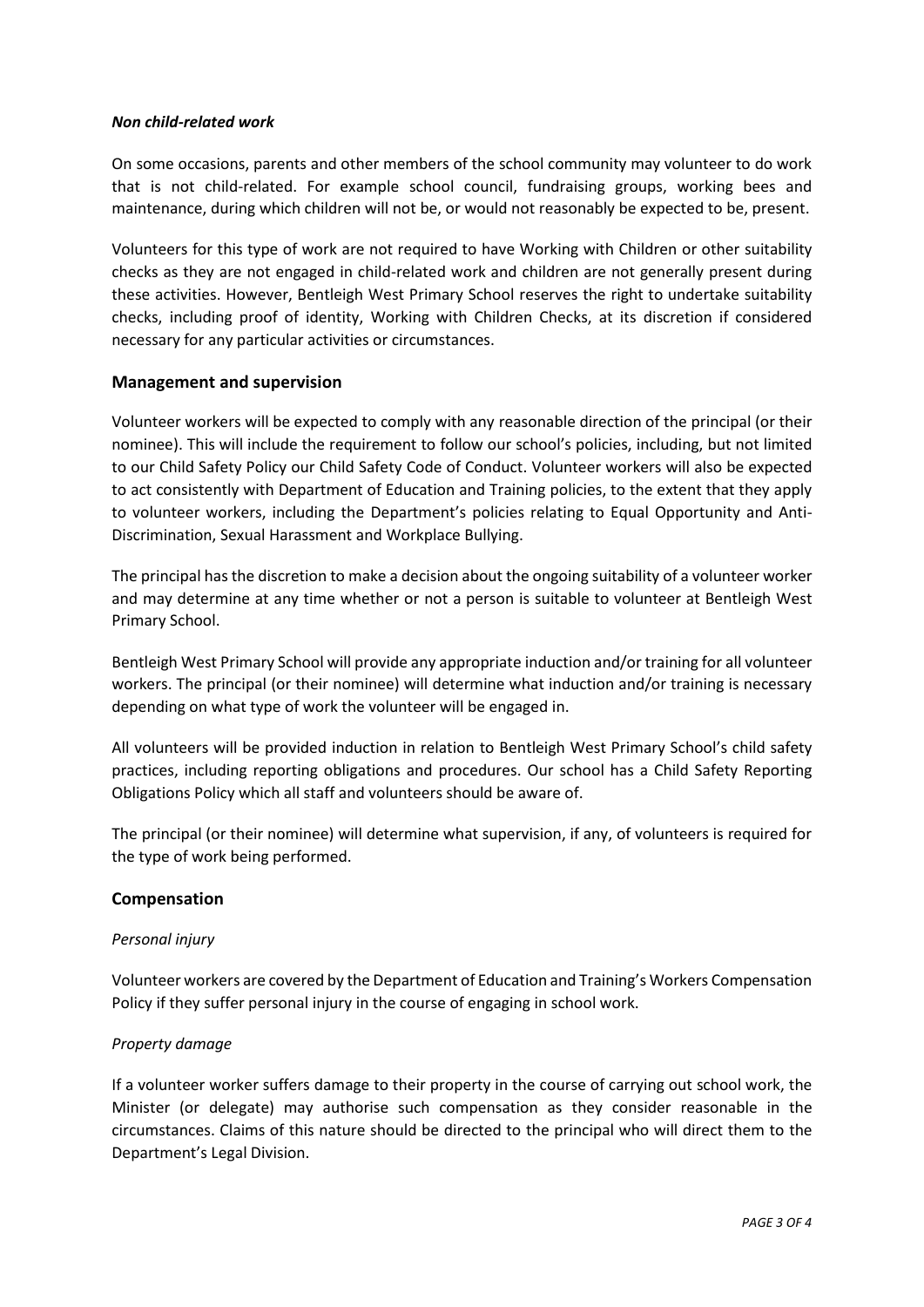***Non child-related work***

On some occasions, parents and other members of the school community may volunteer to do work that is not child-related. For example school council, fundraising groups, working bees and maintenance, during which children will not be, or would not reasonably be expected to be, present.

Volunteers for this type of work are not required to have Working with Children or other suitability checks as they are not engaged in child-related work and children are not generally present during these activities. However, Bentleigh West Primary School reserves the right to undertake suitability checks, including proof of identity, Working with Children Checks, at its discretion if considered necessary for any particular activities or circumstances.

## Management and supervision

Volunteer workers will be expected to comply with any reasonable direction of the principal (or their nominee). This will include the requirement to follow our school's policies, including, but not limited to our Child Safety Policy our Child Safety Code of Conduct. Volunteer workers will also be expected to act consistently with Department of Education and Training policies, to the extent that they apply to volunteer workers, including the Department's policies relating to Equal Opportunity and Anti-Discrimination, Sexual Harassment and Workplace Bullying.

The principal has the discretion to make a decision about the ongoing suitability of a volunteer worker and may determine at any time whether or not a person is suitable to volunteer at Bentleigh West Primary School.

Bentleigh West Primary School will provide any appropriate induction and/or training for all volunteer workers. The principal (or their nominee) will determine what induction and/or training is necessary depending on what type of work the volunteer will be engaged in.

All volunteers will be provided induction in relation to Bentleigh West Primary School's child safety practices, including reporting obligations and procedures. Our school has a Child Safety Reporting Obligations Policy which all staff and volunteers should be aware of.

The principal (or their nominee) will determine what supervision, if any, of volunteers is required for the type of work being performed.

## Compensation

*Personal injury*

Volunteer workers are covered by the Department of Education and Training's Workers Compensation Policy if they suffer personal injury in the course of engaging in school work.

*Property damage*

If a volunteer worker suffers damage to their property in the course of carrying out school work, the Minister (or delegate) may authorise such compensation as they consider reasonable in the circumstances. Claims of this nature should be directed to the principal who will direct them to the Department's Legal Division.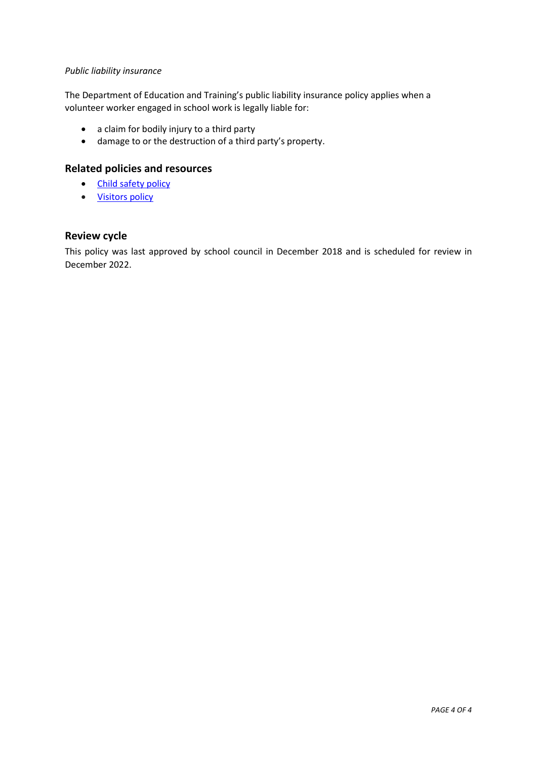*Public liability insurance*

The Department of Education and Training's public liability insurance policy applies when a volunteer worker engaged in school work is legally liable for:

- a claim for bodily injury to a third party
- damage to or the destruction of a third party's property.

## Related policies and resources

- Child safety policy
- Visitors policy

## Review cycle

This policy was last approved by school council in December 2018 and is scheduled for review in December 2022.